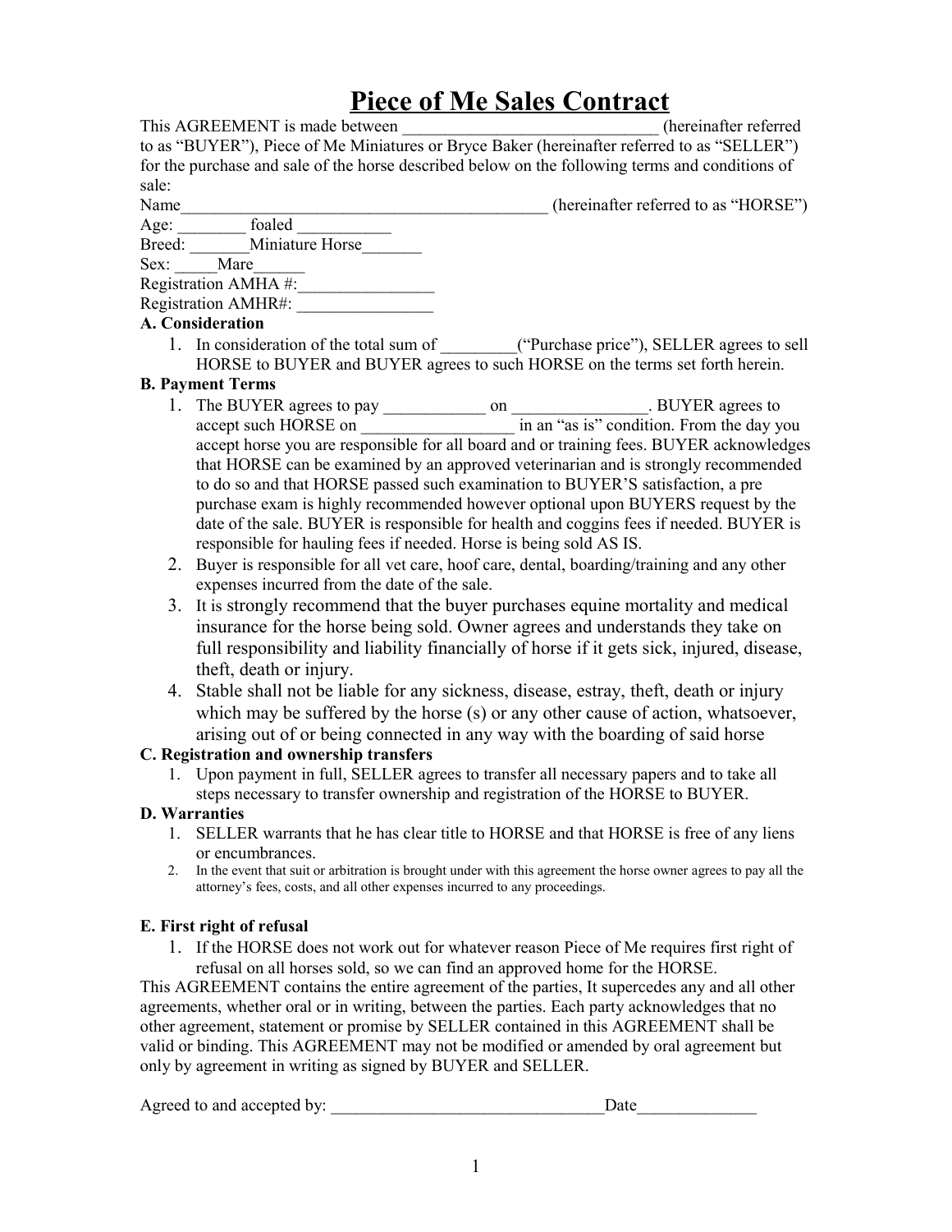# Piece of Me Sales Contract

This AGREEMENT is made between ______________________________ (hereinafter referred to as "BUYER"), Piece of Me Miniatures or Bryce Baker (hereinafter referred to as "SELLER") for the purchase and sale of the horse described below on the following terms and conditions of sale:

Name____________________________________________ (hereinafter referred to as "HORSE")
Age: ________ foaled ___________
Breed: _______Miniature Horse_______
Sex: _____Mare______
Registration AMHA #:________________
Registration AMHR#: ________________

**A. Consideration**

1. In consideration of the total sum of _________("Purchase price"), SELLER agrees to sell HORSE to BUYER and BUYER agrees to such HORSE on the terms set forth herein.

**B. Payment Terms**

1. The BUYER agrees to pay ____________ on ________________. BUYER agrees to accept such HORSE on __________________ in an "as is" condition. From the day you accept horse you are responsible for all board and or training fees. BUYER acknowledges that HORSE can be examined by an approved veterinarian and is strongly recommended to do so and that HORSE passed such examination to BUYER'S satisfaction, a pre purchase exam is highly recommended however optional upon BUYERS request by the date of the sale. BUYER is responsible for health and coggins fees if needed. BUYER is responsible for hauling fees if needed. Horse is being sold AS IS.
2. Buyer is responsible for all vet care, hoof care, dental, boarding/training and any other expenses incurred from the date of the sale.
3. It is strongly recommend that the buyer purchases equine mortality and medical insurance for the horse being sold. Owner agrees and understands they take on full responsibility and liability financially of horse if it gets sick, injured, disease, theft, death or injury.
4. Stable shall not be liable for any sickness, disease, estray, theft, death or injury which may be suffered by the horse (s) or any other cause of action, whatsoever, arising out of or being connected in any way with the boarding of said horse

**C. Registration and ownership transfers**

1. Upon payment in full, SELLER agrees to transfer all necessary papers and to take all steps necessary to transfer ownership and registration of the HORSE to BUYER.

**D. Warranties**

1. SELLER warrants that he has clear title to HORSE and that HORSE is free of any liens or encumbrances.
2. In the event that suit or arbitration is brought under with this agreement the horse owner agrees to pay all the attorney's fees, costs, and all other expenses incurred to any proceedings.

**E. First right of refusal**

1. If the HORSE does not work out for whatever reason Piece of Me requires first right of refusal on all horses sold, so we can find an approved home for the HORSE.

This AGREEMENT contains the entire agreement of the parties, It supercedes any and all other agreements, whether oral or in writing, between the parties. Each party acknowledges that no other agreement, statement or promise by SELLER contained in this AGREEMENT shall be valid or binding. This AGREEMENT may not be modified or amended by oral agreement but only by agreement in writing as signed by BUYER and SELLER.

Agreed to and accepted by: ________________________________Date______________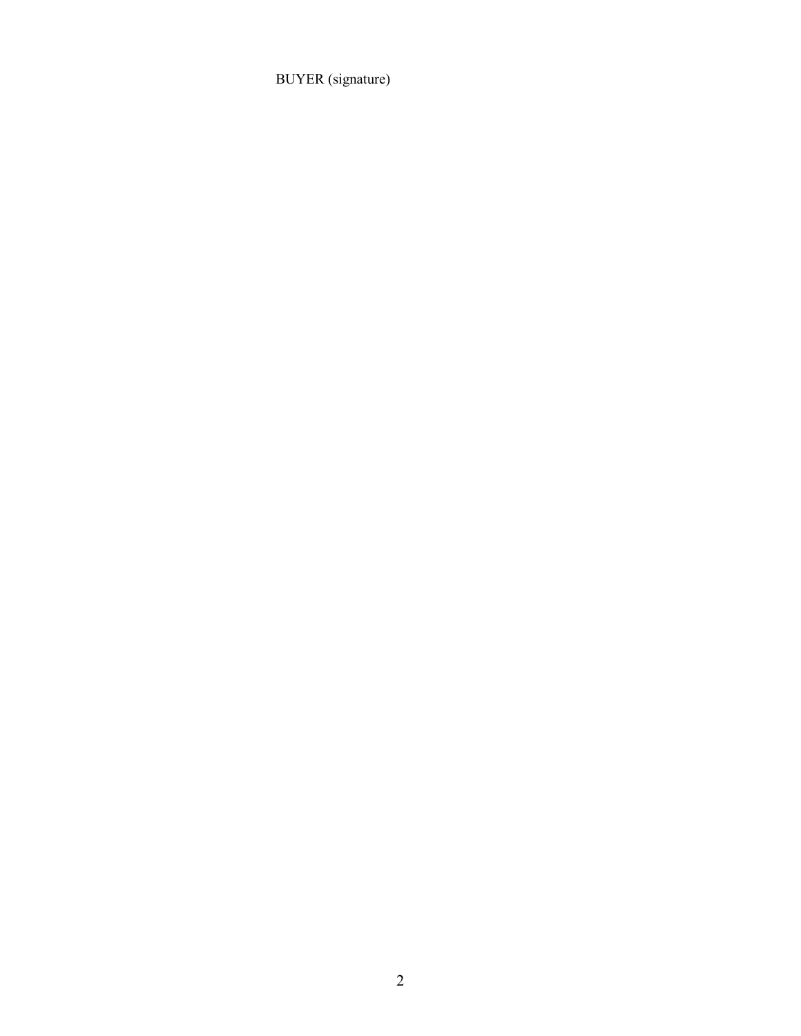BUYER (signature)